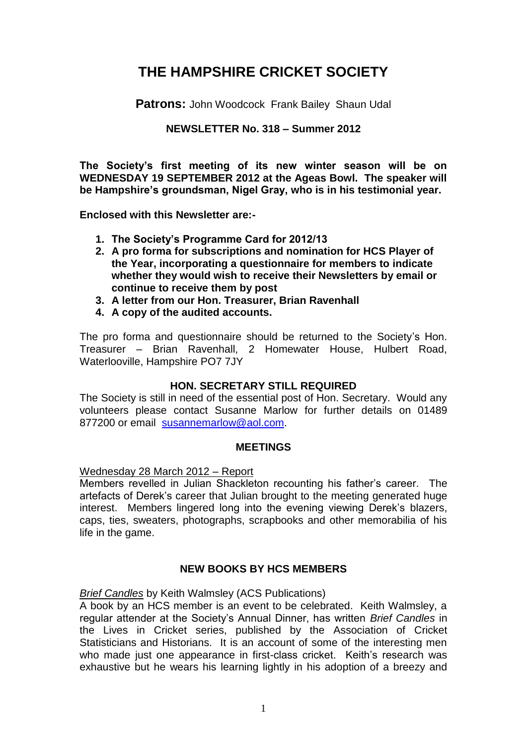# THE HAMPSHIRE CRICKET SOCIETY

**Patrons:** John Woodcock Frank Bailey Shaun Udal

**NEWSLETTER No. 318 – Summer 2012**

**The Society's first meeting of its new winter season will be on WEDNESDAY 19 SEPTEMBER 2012 at the Ageas Bowl. The speaker will be Hampshire's groundsman, Nigel Gray, who is in his testimonial year.**

**Enclosed with this Newsletter are:-**

1. **The Society's Programme Card for 2012/13**
2. **A pro forma for subscriptions and nomination for HCS Player of the Year, incorporating a questionnaire for members to indicate whether they would wish to receive their Newsletters by email or continue to receive them by post**
3. **A letter from our Hon. Treasurer, Brian Ravenhall**
4. **A copy of the audited accounts.**

The pro forma and questionnaire should be returned to the Society's Hon. Treasurer – Brian Ravenhall, 2 Homewater House, Hulbert Road, Waterlooville, Hampshire PO7 7JY

## HON. SECRETARY STILL REQUIRED

The Society is still in need of the essential post of Hon. Secretary. Would any volunteers please contact Susanne Marlow for further details on 01489 877200 or email susannemarlow@aol.com.

## MEETINGS

Wednesday 28 March 2012 – Report

Members revelled in Julian Shackleton recounting his father's career. The artefacts of Derek's career that Julian brought to the meeting generated huge interest. Members lingered long into the evening viewing Derek's blazers, caps, ties, sweaters, photographs, scrapbooks and other memorabilia of his life in the game.

## NEW BOOKS BY HCS MEMBERS

*Brief Candles* by Keith Walmsley (ACS Publications)

A book by an HCS member is an event to be celebrated. Keith Walmsley, a regular attender at the Society's Annual Dinner, has written *Brief Candles* in the Lives in Cricket series, published by the Association of Cricket Statisticians and Historians. It is an account of some of the interesting men who made just one appearance in first-class cricket. Keith's research was exhaustive but he wears his learning lightly in his adoption of a breezy and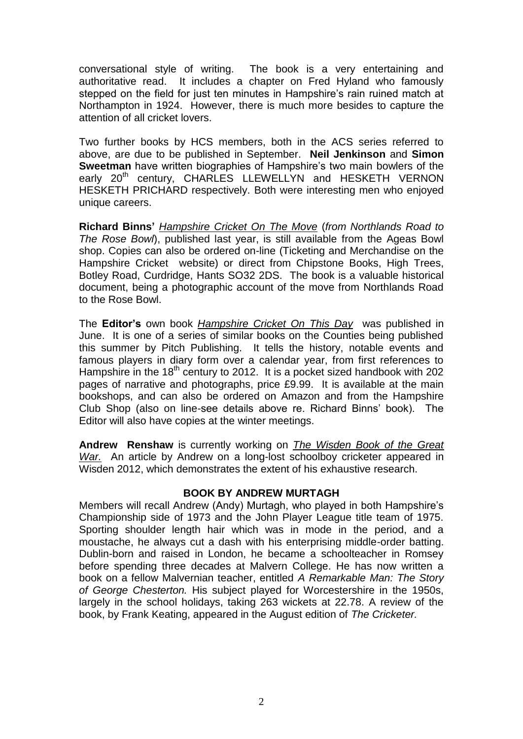conversational style of writing. The book is a very entertaining and authoritative read. It includes a chapter on Fred Hyland who famously stepped on the field for just ten minutes in Hampshire's rain ruined match at Northampton in 1924. However, there is much more besides to capture the attention of all cricket lovers.

Two further books by HCS members, both in the ACS series referred to above, are due to be published in September. **Neil Jenkinson** and **Simon Sweetman** have written biographies of Hampshire's two main bowlers of the early 20th century, CHARLES LLEWELLYN and HESKETH VERNON HESKETH PRICHARD respectively. Both were interesting men who enjoyed unique careers.

**Richard Binns'** *Hampshire Cricket On The Move* (*from Northlands Road to The Rose Bowl*), published last year, is still available from the Ageas Bowl shop. Copies can also be ordered on-line (Ticketing and Merchandise on the Hampshire Cricket website) or direct from Chipstone Books, High Trees, Botley Road, Curdridge, Hants SO32 2DS. The book is a valuable historical document, being a photographic account of the move from Northlands Road to the Rose Bowl.

The **Editor's** own book *Hampshire Cricket On This Day* was published in June. It is one of a series of similar books on the Counties being published this summer by Pitch Publishing. It tells the history, notable events and famous players in diary form over a calendar year, from first references to Hampshire in the 18th century to 2012. It is a pocket sized handbook with 202 pages of narrative and photographs, price £9.99. It is available at the main bookshops, and can also be ordered on Amazon and from the Hampshire Club Shop (also on line-see details above re. Richard Binns' book). The Editor will also have copies at the winter meetings.

**Andrew Renshaw** is currently working on *The Wisden Book of the Great War.* An article by Andrew on a long-lost schoolboy cricketer appeared in Wisden 2012, which demonstrates the extent of his exhaustive research.

### BOOK BY ANDREW MURTAGH

Members will recall Andrew (Andy) Murtagh, who played in both Hampshire's Championship side of 1973 and the John Player League title team of 1975. Sporting shoulder length hair which was in mode in the period, and a moustache, he always cut a dash with his enterprising middle-order batting. Dublin-born and raised in London, he became a schoolteacher in Romsey before spending three decades at Malvern College. He has now written a book on a fellow Malvernian teacher, entitled *A Remarkable Man: The Story of George Chesterton.* His subject played for Worcestershire in the 1950s, largely in the school holidays, taking 263 wickets at 22.78. A review of the book, by Frank Keating, appeared in the August edition of *The Cricketer.*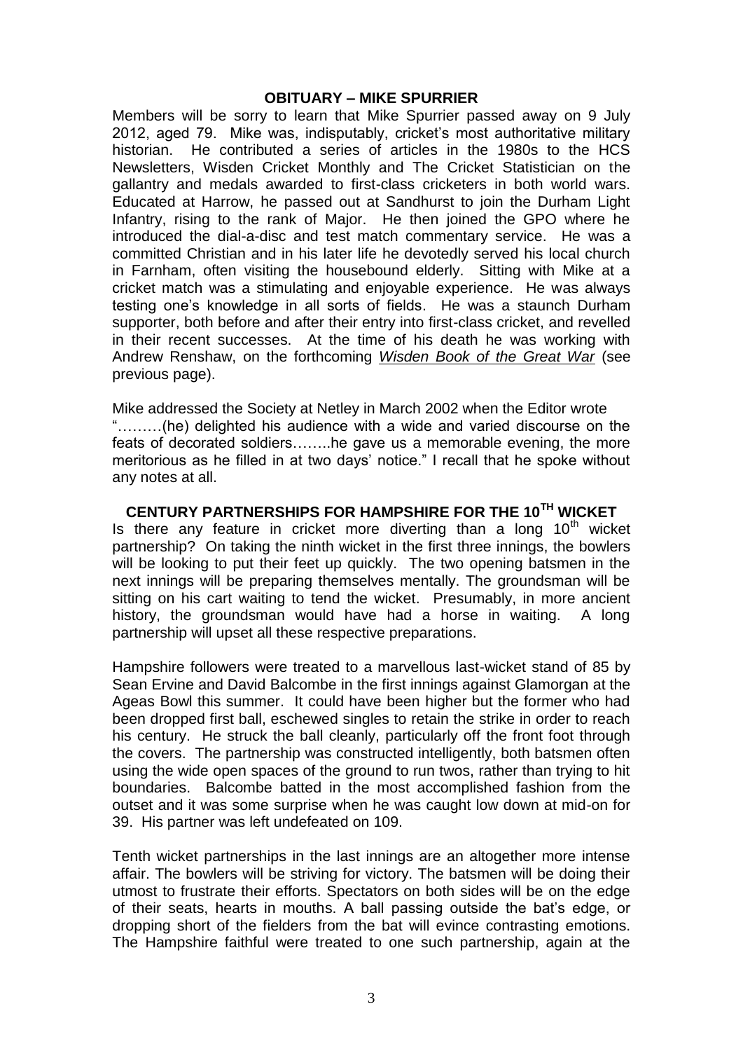## OBITUARY – MIKE SPURRIER

Members will be sorry to learn that Mike Spurrier passed away on 9 July 2012, aged 79. Mike was, indisputably, cricket's most authoritative military historian. He contributed a series of articles in the 1980s to the HCS Newsletters, Wisden Cricket Monthly and The Cricket Statistician on the gallantry and medals awarded to first-class cricketers in both world wars. Educated at Harrow, he passed out at Sandhurst to join the Durham Light Infantry, rising to the rank of Major. He then joined the GPO where he introduced the dial-a-disc and test match commentary service. He was a committed Christian and in his later life he devotedly served his local church in Farnham, often visiting the housebound elderly. Sitting with Mike at a cricket match was a stimulating and enjoyable experience. He was always testing one's knowledge in all sorts of fields. He was a staunch Durham supporter, both before and after their entry into first-class cricket, and revelled in their recent successes. At the time of his death he was working with Andrew Renshaw, on the forthcoming *Wisden Book of the Great War* (see previous page).

Mike addressed the Society at Netley in March 2002 when the Editor wrote "………(he) delighted his audience with a wide and varied discourse on the feats of decorated soldiers……..he gave us a memorable evening, the more meritorious as he filled in at two days' notice." I recall that he spoke without any notes at all.

## CENTURY PARTNERSHIPS FOR HAMPSHIRE FOR THE 10TH WICKET

Is there any feature in cricket more diverting than a long 10th wicket partnership? On taking the ninth wicket in the first three innings, the bowlers will be looking to put their feet up quickly. The two opening batsmen in the next innings will be preparing themselves mentally. The groundsman will be sitting on his cart waiting to tend the wicket. Presumably, in more ancient history, the groundsman would have had a horse in waiting. A long partnership will upset all these respective preparations.

Hampshire followers were treated to a marvellous last-wicket stand of 85 by Sean Ervine and David Balcombe in the first innings against Glamorgan at the Ageas Bowl this summer. It could have been higher but the former who had been dropped first ball, eschewed singles to retain the strike in order to reach his century. He struck the ball cleanly, particularly off the front foot through the covers. The partnership was constructed intelligently, both batsmen often using the wide open spaces of the ground to run twos, rather than trying to hit boundaries. Balcombe batted in the most accomplished fashion from the outset and it was some surprise when he was caught low down at mid-on for 39. His partner was left undefeated on 109.

Tenth wicket partnerships in the last innings are an altogether more intense affair. The bowlers will be striving for victory. The batsmen will be doing their utmost to frustrate their efforts. Spectators on both sides will be on the edge of their seats, hearts in mouths. A ball passing outside the bat's edge, or dropping short of the fielders from the bat will evince contrasting emotions. The Hampshire faithful were treated to one such partnership, again at the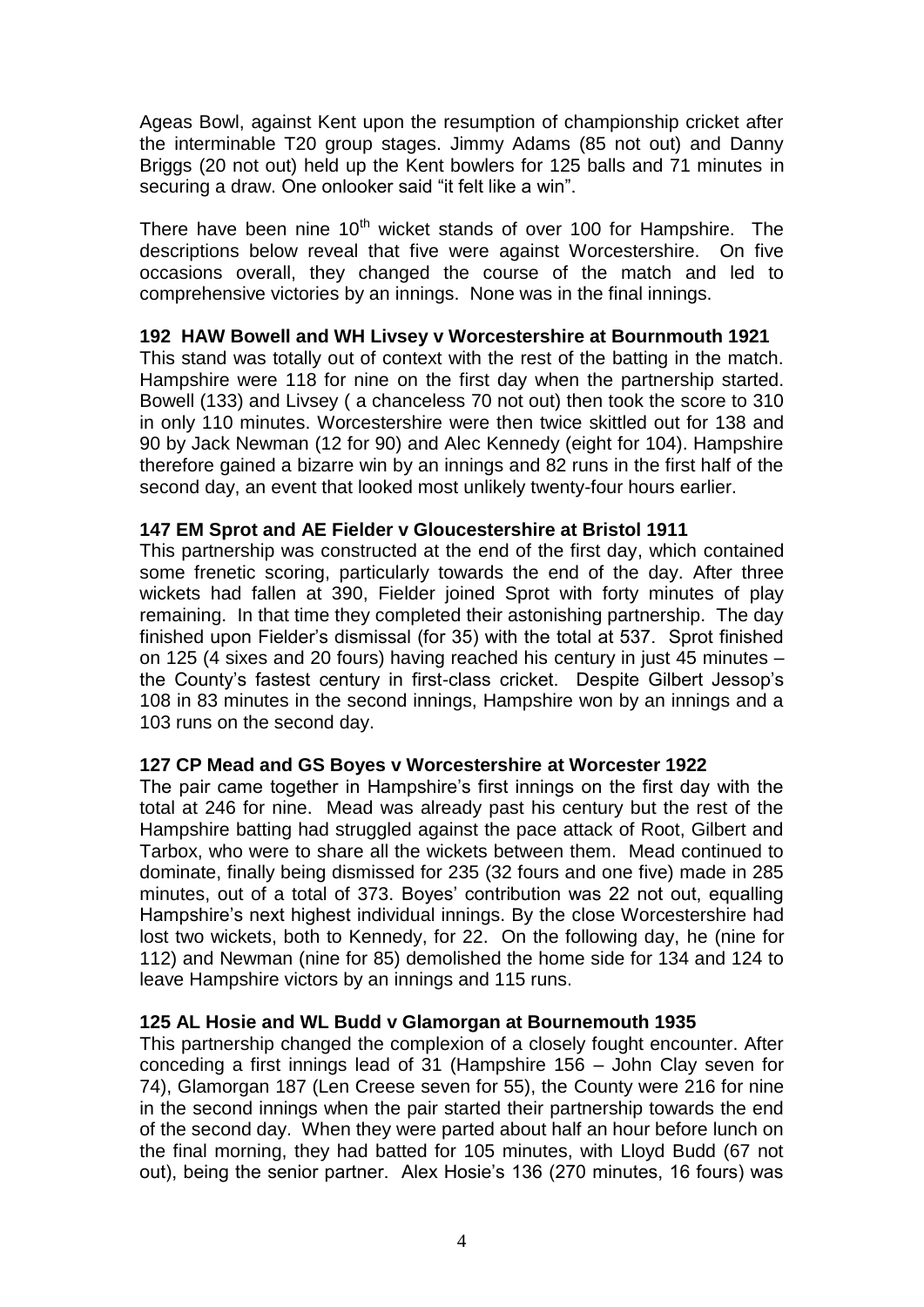Ageas Bowl, against Kent upon the resumption of championship cricket after the interminable T20 group stages. Jimmy Adams (85 not out) and Danny Briggs (20 not out) held up the Kent bowlers for 125 balls and 71 minutes in securing a draw. One onlooker said "it felt like a win".

There have been nine 10th wicket stands of over 100 for Hampshire. The descriptions below reveal that five were against Worcestershire. On five occasions overall, they changed the course of the match and led to comprehensive victories by an innings. None was in the final innings.

**192 HAW Bowell and WH Livsey v Worcestershire at Bournmouth 1921**

This stand was totally out of context with the rest of the batting in the match. Hampshire were 118 for nine on the first day when the partnership started. Bowell (133) and Livsey ( a chanceless 70 not out) then took the score to 310 in only 110 minutes. Worcestershire were then twice skittled out for 138 and 90 by Jack Newman (12 for 90) and Alec Kennedy (eight for 104). Hampshire therefore gained a bizarre win by an innings and 82 runs in the first half of the second day, an event that looked most unlikely twenty-four hours earlier.

**147 EM Sprot and AE Fielder v Gloucestershire at Bristol 1911**

This partnership was constructed at the end of the first day, which contained some frenetic scoring, particularly towards the end of the day. After three wickets had fallen at 390, Fielder joined Sprot with forty minutes of play remaining. In that time they completed their astonishing partnership. The day finished upon Fielder's dismissal (for 35) with the total at 537. Sprot finished on 125 (4 sixes and 20 fours) having reached his century in just 45 minutes – the County's fastest century in first-class cricket. Despite Gilbert Jessop's 108 in 83 minutes in the second innings, Hampshire won by an innings and a 103 runs on the second day.

**127 CP Mead and GS Boyes v Worcestershire at Worcester 1922**

The pair came together in Hampshire's first innings on the first day with the total at 246 for nine. Mead was already past his century but the rest of the Hampshire batting had struggled against the pace attack of Root, Gilbert and Tarbox, who were to share all the wickets between them. Mead continued to dominate, finally being dismissed for 235 (32 fours and one five) made in 285 minutes, out of a total of 373. Boyes' contribution was 22 not out, equalling Hampshire's next highest individual innings. By the close Worcestershire had lost two wickets, both to Kennedy, for 22. On the following day, he (nine for 112) and Newman (nine for 85) demolished the home side for 134 and 124 to leave Hampshire victors by an innings and 115 runs.

**125 AL Hosie and WL Budd v Glamorgan at Bournemouth 1935**

This partnership changed the complexion of a closely fought encounter. After conceding a first innings lead of 31 (Hampshire 156 – John Clay seven for 74), Glamorgan 187 (Len Creese seven for 55), the County were 216 for nine in the second innings when the pair started their partnership towards the end of the second day. When they were parted about half an hour before lunch on the final morning, they had batted for 105 minutes, with Lloyd Budd (67 not out), being the senior partner. Alex Hosie's 136 (270 minutes, 16 fours) was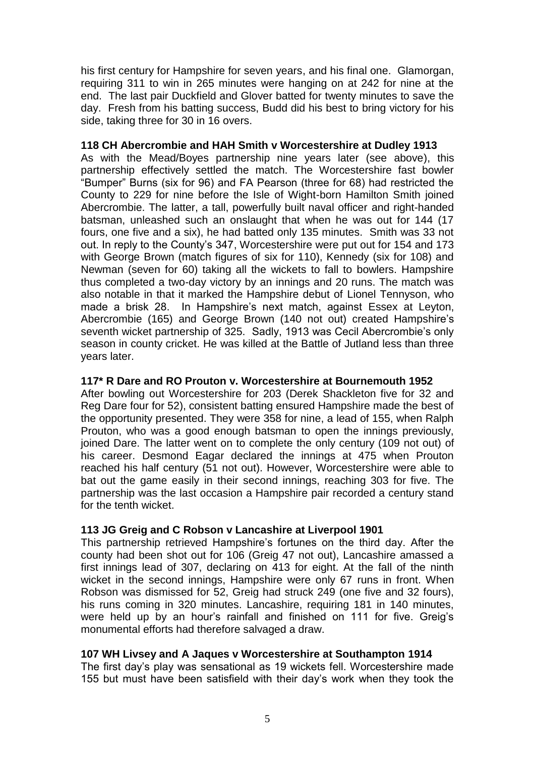his first century for Hampshire for seven years, and his final one. Glamorgan, requiring 311 to win in 265 minutes were hanging on at 242 for nine at the end. The last pair Duckfield and Glover batted for twenty minutes to save the day. Fresh from his batting success, Budd did his best to bring victory for his side, taking three for 30 in 16 overs.

**118 CH Abercrombie and HAH Smith v Worcestershire at Dudley 1913**

As with the Mead/Boyes partnership nine years later (see above), this partnership effectively settled the match. The Worcestershire fast bowler "Bumper" Burns (six for 96) and FA Pearson (three for 68) had restricted the County to 229 for nine before the Isle of Wight-born Hamilton Smith joined Abercrombie. The latter, a tall, powerfully built naval officer and right-handed batsman, unleashed such an onslaught that when he was out for 144 (17 fours, one five and a six), he had batted only 135 minutes. Smith was 33 not out. In reply to the County's 347, Worcestershire were put out for 154 and 173 with George Brown (match figures of six for 110), Kennedy (six for 108) and Newman (seven for 60) taking all the wickets to fall to bowlers. Hampshire thus completed a two-day victory by an innings and 20 runs. The match was also notable in that it marked the Hampshire debut of Lionel Tennyson, who made a brisk 28. In Hampshire's next match, against Essex at Leyton, Abercrombie (165) and George Brown (140 not out) created Hampshire's seventh wicket partnership of 325. Sadly, 1913 was Cecil Abercrombie's only season in county cricket. He was killed at the Battle of Jutland less than three years later.

**117\* R Dare and RO Prouton v. Worcestershire at Bournemouth 1952**

After bowling out Worcestershire for 203 (Derek Shackleton five for 32 and Reg Dare four for 52), consistent batting ensured Hampshire made the best of the opportunity presented. They were 358 for nine, a lead of 155, when Ralph Prouton, who was a good enough batsman to open the innings previously, joined Dare. The latter went on to complete the only century (109 not out) of his career. Desmond Eagar declared the innings at 475 when Prouton reached his half century (51 not out). However, Worcestershire were able to bat out the game easily in their second innings, reaching 303 for five. The partnership was the last occasion a Hampshire pair recorded a century stand for the tenth wicket.

**113 JG Greig and C Robson v Lancashire at Liverpool 1901**

This partnership retrieved Hampshire's fortunes on the third day. After the county had been shot out for 106 (Greig 47 not out), Lancashire amassed a first innings lead of 307, declaring on 413 for eight. At the fall of the ninth wicket in the second innings, Hampshire were only 67 runs in front. When Robson was dismissed for 52, Greig had struck 249 (one five and 32 fours), his runs coming in 320 minutes. Lancashire, requiring 181 in 140 minutes, were held up by an hour's rainfall and finished on 111 for five. Greig's monumental efforts had therefore salvaged a draw.

**107 WH Livsey and A Jaques v Worcestershire at Southampton 1914**

The first day's play was sensational as 19 wickets fell. Worcestershire made 155 but must have been satisfield with their day's work when they took the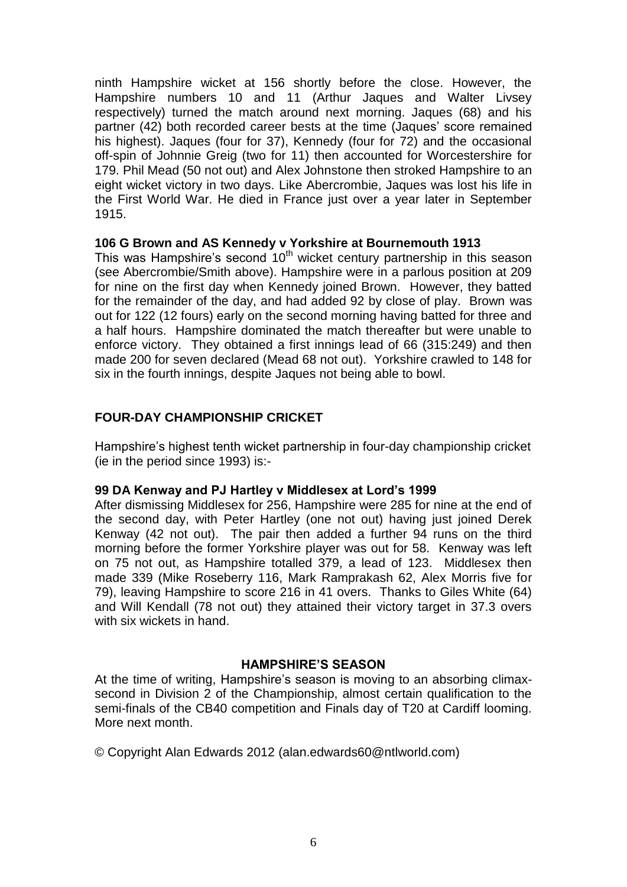ninth Hampshire wicket at 156 shortly before the close. However, the Hampshire numbers 10 and 11 (Arthur Jaques and Walter Livsey respectively) turned the match around next morning. Jaques (68) and his partner (42) both recorded career bests at the time (Jaques' score remained his highest). Jaques (four for 37), Kennedy (four for 72) and the occasional off-spin of Johnnie Greig (two for 11) then accounted for Worcestershire for 179. Phil Mead (50 not out) and Alex Johnstone then stroked Hampshire to an eight wicket victory in two days. Like Abercrombie, Jaques was lost his life in the First World War. He died in France just over a year later in September 1915.

**106 G Brown and AS Kennedy v Yorkshire at Bournemouth 1913**

This was Hampshire's second 10th wicket century partnership in this season (see Abercrombie/Smith above). Hampshire were in a parlous position at 209 for nine on the first day when Kennedy joined Brown. However, they batted for the remainder of the day, and had added 92 by close of play. Brown was out for 122 (12 fours) early on the second morning having batted for three and a half hours. Hampshire dominated the match thereafter but were unable to enforce victory. They obtained a first innings lead of 66 (315:249) and then made 200 for seven declared (Mead 68 not out). Yorkshire crawled to 148 for six in the fourth innings, despite Jaques not being able to bowl.

## FOUR-DAY CHAMPIONSHIP CRICKET

Hampshire's highest tenth wicket partnership in four-day championship cricket (ie in the period since 1993) is:-

**99 DA Kenway and PJ Hartley v Middlesex at Lord's 1999**

After dismissing Middlesex for 256, Hampshire were 285 for nine at the end of the second day, with Peter Hartley (one not out) having just joined Derek Kenway (42 not out). The pair then added a further 94 runs on the third morning before the former Yorkshire player was out for 58. Kenway was left on 75 not out, as Hampshire totalled 379, a lead of 123. Middlesex then made 339 (Mike Roseberry 116, Mark Ramprakash 62, Alex Morris five for 79), leaving Hampshire to score 216 in 41 overs. Thanks to Giles White (64) and Will Kendall (78 not out) they attained their victory target in 37.3 overs with six wickets in hand.

## HAMPSHIRE'S SEASON

At the time of writing, Hampshire's season is moving to an absorbing climax- second in Division 2 of the Championship, almost certain qualification to the semi-finals of the CB40 competition and Finals day of T20 at Cardiff looming. More next month.

© Copyright Alan Edwards 2012 (alan.edwards60@ntlworld.com)